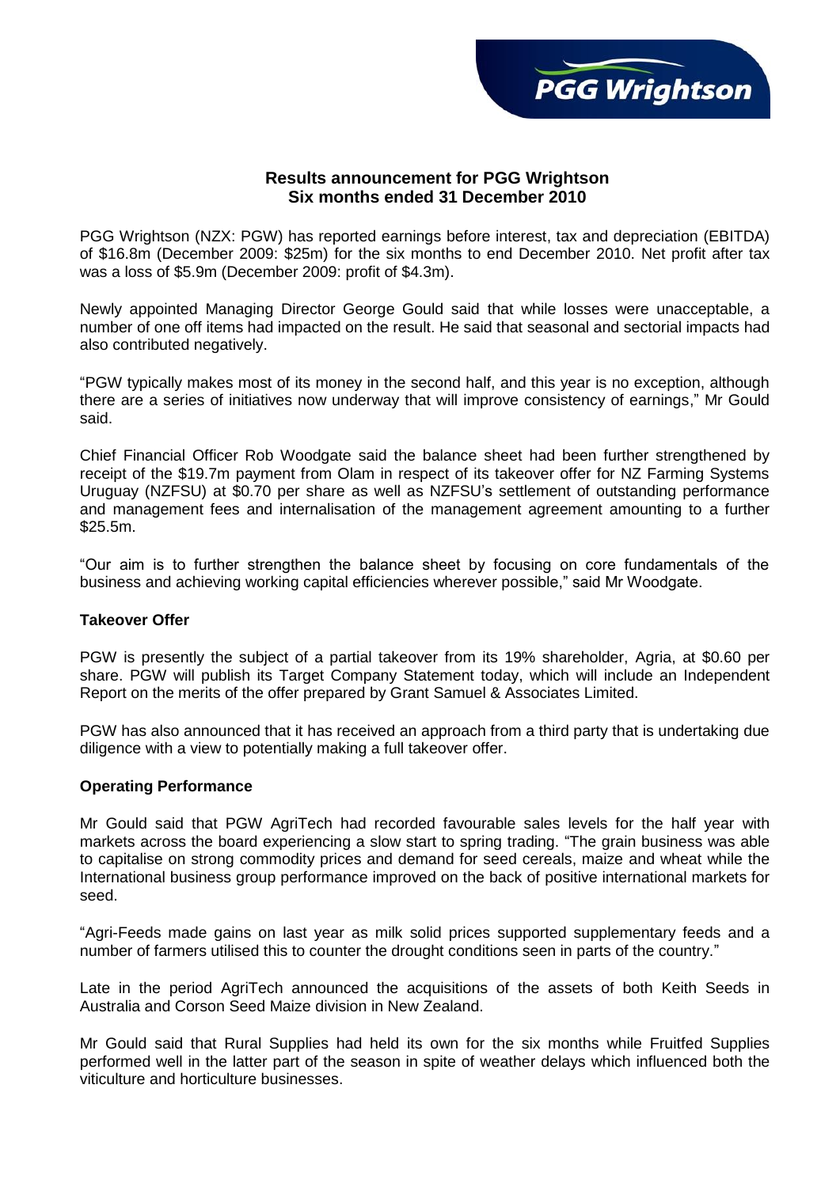# Results announcement for PGG Wrightson
## Six months ended 31 December 2010

PGG Wrightson (NZX: PGW) has reported earnings before interest, tax and depreciation (EBITDA) of $16.8m (December 2009: $25m) for the six months to end December 2010. Net profit after tax was a loss of $5.9m (December 2009: profit of $4.3m).

Newly appointed Managing Director George Gould said that while losses were unacceptable, a number of one off items had impacted on the result. He said that seasonal and sectorial impacts had also contributed negatively.

"PGW typically makes most of its money in the second half, and this year is no exception, although there are a series of initiatives now underway that will improve consistency of earnings," Mr Gould said.

Chief Financial Officer Rob Woodgate said the balance sheet had been further strengthened by receipt of the $19.7m payment from Olam in respect of its takeover offer for NZ Farming Systems Uruguay (NZFSU) at $0.70 per share as well as NZFSU's settlement of outstanding performance and management fees and internalisation of the management agreement amounting to a further $25.5m.

"Our aim is to further strengthen the balance sheet by focusing on core fundamentals of the business and achieving working capital efficiencies wherever possible," said Mr Woodgate.

**Takeover Offer**

PGW is presently the subject of a partial takeover from its 19% shareholder, Agria, at $0.60 per share. PGW will publish its Target Company Statement today, which will include an Independent Report on the merits of the offer prepared by Grant Samuel & Associates Limited.

PGW has also announced that it has received an approach from a third party that is undertaking due diligence with a view to potentially making a full takeover offer.

**Operating Performance**

Mr Gould said that PGW AgriTech had recorded favourable sales levels for the half year with markets across the board experiencing a slow start to spring trading. "The grain business was able to capitalise on strong commodity prices and demand for seed cereals, maize and wheat while the International business group performance improved on the back of positive international markets for seed.

"Agri-Feeds made gains on last year as milk solid prices supported supplementary feeds and a number of farmers utilised this to counter the drought conditions seen in parts of the country."

Late in the period AgriTech announced the acquisitions of the assets of both Keith Seeds in Australia and Corson Seed Maize division in New Zealand.

Mr Gould said that Rural Supplies had held its own for the six months while Fruitfed Supplies performed well in the latter part of the season in spite of weather delays which influenced both the viticulture and horticulture businesses.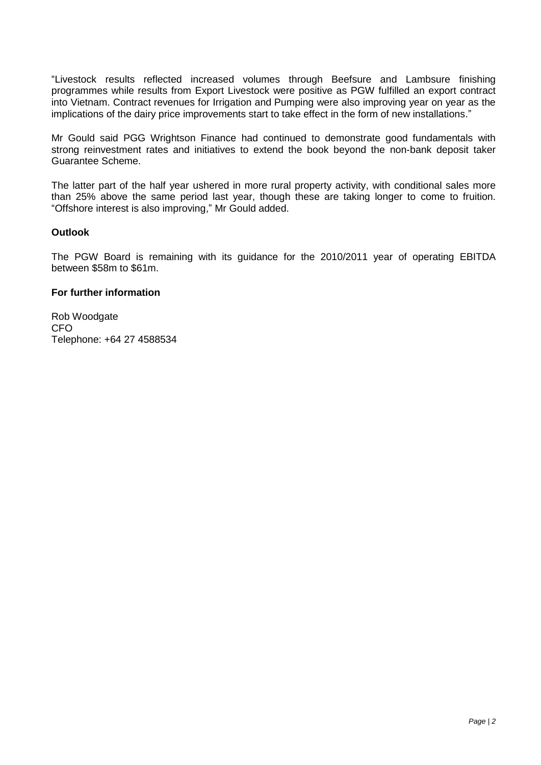"Livestock results reflected increased volumes through Beefsure and Lambsure finishing programmes while results from Export Livestock were positive as PGW fulfilled an export contract into Vietnam. Contract revenues for Irrigation and Pumping were also improving year on year as the implications of the dairy price improvements start to take effect in the form of new installations."

Mr Gould said PGG Wrightson Finance had continued to demonstrate good fundamentals with strong reinvestment rates and initiatives to extend the book beyond the non-bank deposit taker Guarantee Scheme.

The latter part of the half year ushered in more rural property activity, with conditional sales more than 25% above the same period last year, though these are taking longer to come to fruition. "Offshore interest is also improving," Mr Gould added.

**Outlook**

The PGW Board is remaining with its guidance for the 2010/2011 year of operating EBITDA between $58m to $61m.

**For further information**

Rob Woodgate
CFO
Telephone: +64 27 4588534